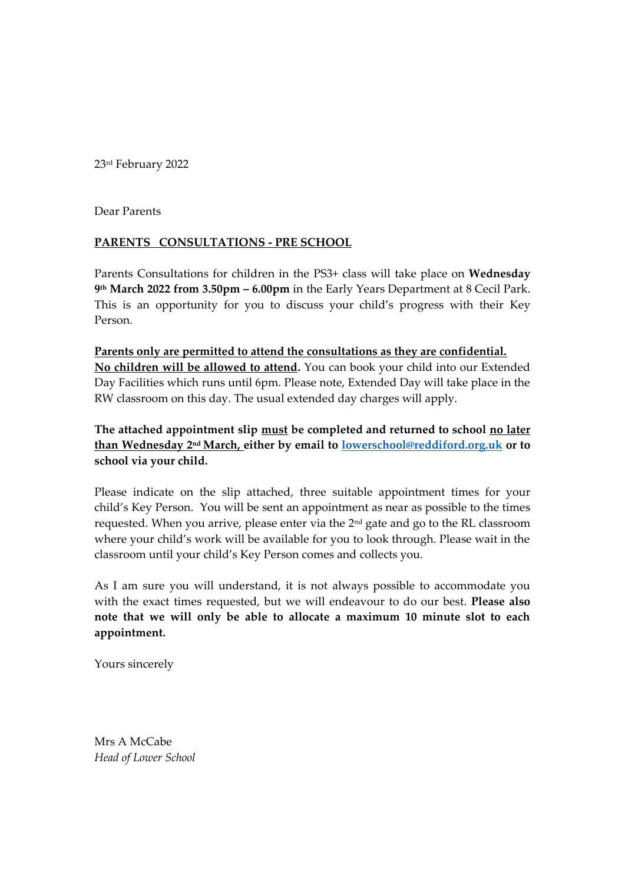23rd February 2022

Dear Parents

**PARENTS CONSULTATIONS - PRE SCHOOL**

Parents Consultations for children in the PS3+ class will take place on **Wednesday 9th March 2022 from 3.50pm – 6.00pm** in the Early Years Department at 8 Cecil Park. This is an opportunity for you to discuss your child's progress with their Key Person.

**Parents only are permitted to attend the consultations as they are confidential.**
**No children will be allowed to attend.** You can book your child into our Extended Day Facilities which runs until 6pm. Please note, Extended Day will take place in the RW classroom on this day. The usual extended day charges will apply.

**The attached appointment slip must be completed and returned to school no later than Wednesday 2nd March, either by email to lowerschool@reddiford.org.uk or to school via your child.**

Please indicate on the slip attached, three suitable appointment times for your child's Key Person. You will be sent an appointment as near as possible to the times requested. When you arrive, please enter via the 2nd gate and go to the RL classroom where your child's work will be available for you to look through. Please wait in the classroom until your child's Key Person comes and collects you.

As I am sure you will understand, it is not always possible to accommodate you with the exact times requested, but we will endeavour to do our best. **Please also note that we will only be able to allocate a maximum 10 minute slot to each appointment.**

Yours sincerely

Mrs A McCabe
*Head of Lower School*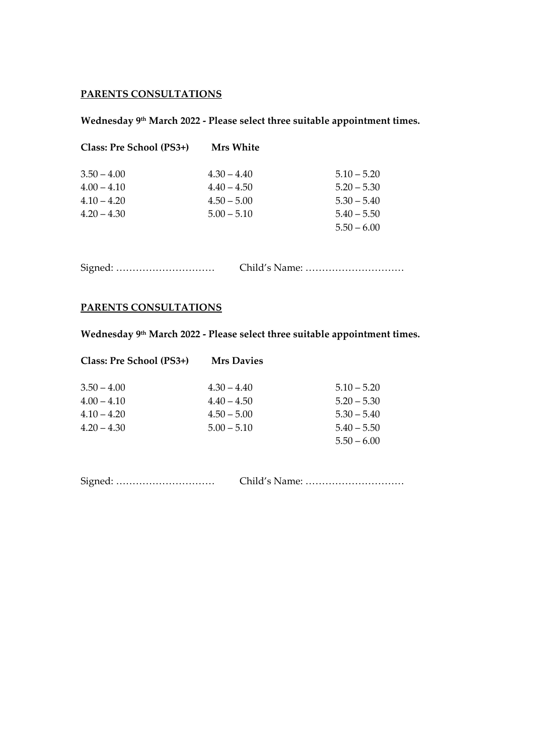**PARENTS CONSULTATIONS**

**Wednesday 9th March 2022 - Please select three suitable appointment times.**

**Class: Pre School (PS3+) Mrs White**

| | | |
|---|---|---|
| 3.50 – 4.00 | 4.30 – 4.40 | 5.10 – 5.20 |
| 4.00 – 4.10 | 4.40 – 4.50 | 5.20 – 5.30 |
| 4.10 – 4.20 | 4.50 – 5.00 | 5.30 – 5.40 |
| 4.20 – 4.30 | 5.00 – 5.10 | 5.40 – 5.50 |
| | | 5.50 – 6.00 |

Signed: ………………………… Child's Name: …………………………

**PARENTS CONSULTATIONS**

**Wednesday 9th March 2022 - Please select three suitable appointment times.**

**Class: Pre School (PS3+) Mrs Davies**

| | | |
|---|---|---|
| 3.50 – 4.00 | 4.30 – 4.40 | 5.10 – 5.20 |
| 4.00 – 4.10 | 4.40 – 4.50 | 5.20 – 5.30 |
| 4.10 – 4.20 | 4.50 – 5.00 | 5.30 – 5.40 |
| 4.20 – 4.30 | 5.00 – 5.10 | 5.40 – 5.50 |
| | | 5.50 – 6.00 |

Signed: ………………………… Child's Name: …………………………